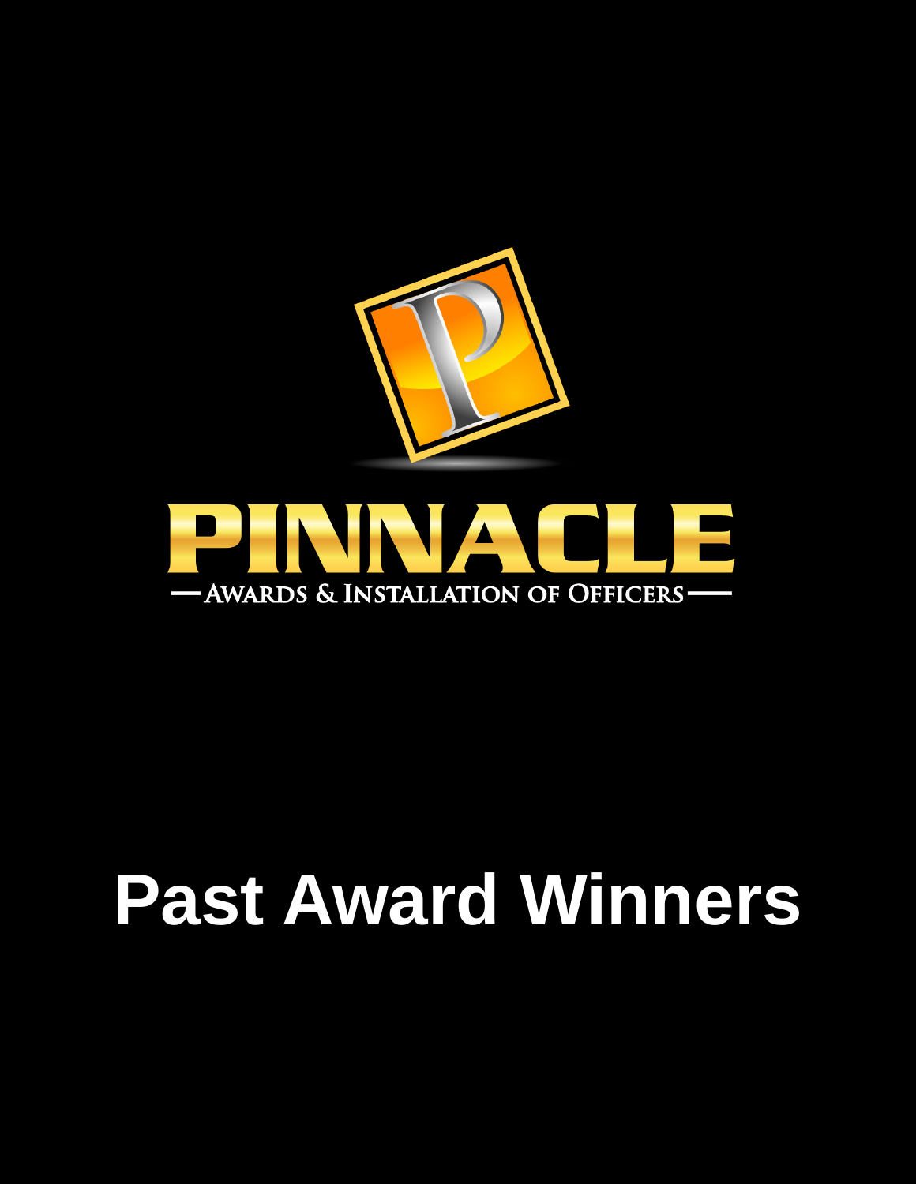# PINNACLE

AWARDS & INSTALLATION OF OFFICERS

# Past Award Winners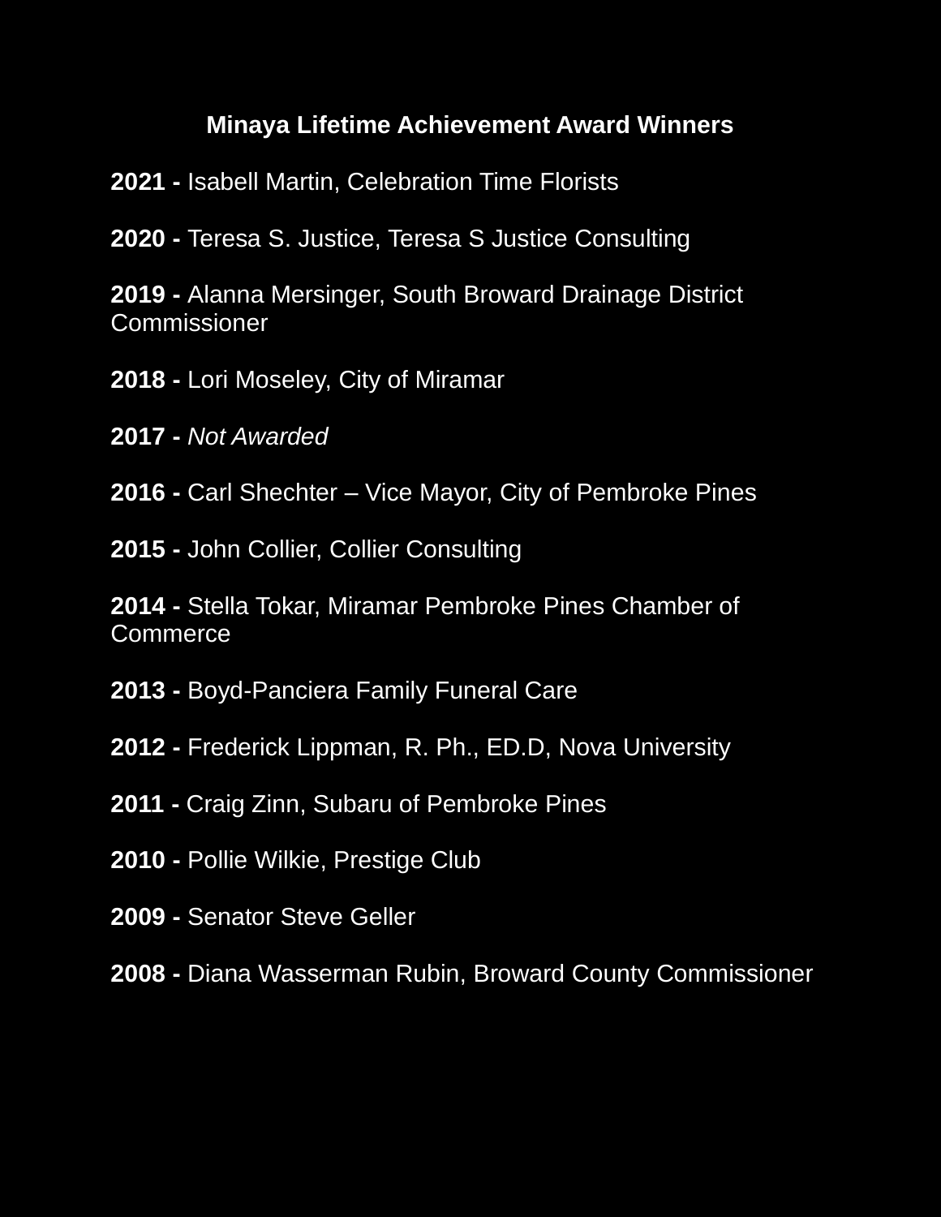## Minaya Lifetime Achievement Award Winners

**2021 -** Isabell Martin, Celebration Time Florists

**2020 -** Teresa S. Justice, Teresa S Justice Consulting

**2019 -** Alanna Mersinger, South Broward Drainage District Commissioner

**2018 -** Lori Moseley, City of Miramar

**2017 -** *Not Awarded*

**2016 -** Carl Shechter – Vice Mayor, City of Pembroke Pines

**2015 -** John Collier, Collier Consulting

**2014 -** Stella Tokar, Miramar Pembroke Pines Chamber of Commerce

**2013 -** Boyd-Panciera Family Funeral Care

**2012 -** Frederick Lippman, R. Ph., ED.D, Nova University

**2011 -** Craig Zinn, Subaru of Pembroke Pines

**2010 -** Pollie Wilkie, Prestige Club

**2009 -** Senator Steve Geller

**2008 -** Diana Wasserman Rubin, Broward County Commissioner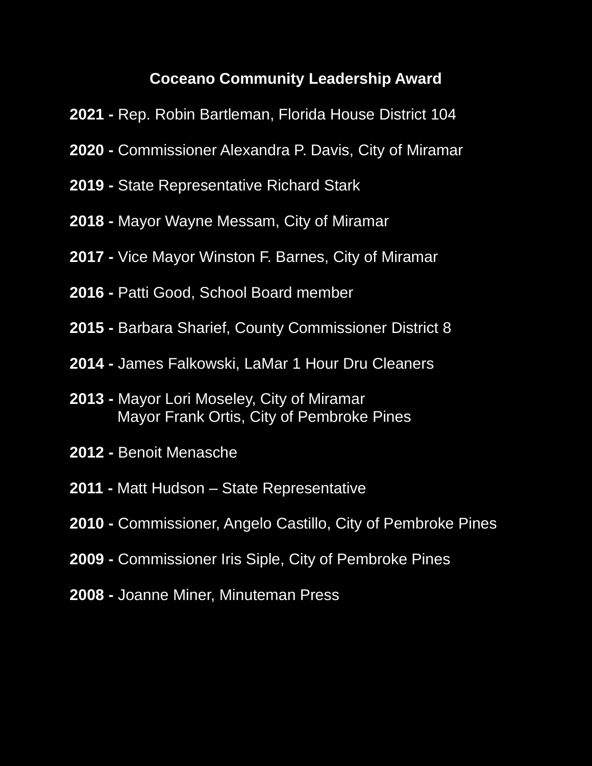## Coceano Community Leadership Award

**2021 -** Rep. Robin Bartleman, Florida House District 104

**2020 -** Commissioner Alexandra P. Davis, City of Miramar

**2019 -** State Representative Richard Stark

**2018 -** Mayor Wayne Messam, City of Miramar

**2017 -** Vice Mayor Winston F. Barnes, City of Miramar

**2016 -** Patti Good, School Board member

**2015 -** Barbara Sharief, County Commissioner District 8

**2014 -** James Falkowski, LaMar 1 Hour Dru Cleaners

**2013 -** Mayor Lori Moseley, City of Miramar
Mayor Frank Ortis, City of Pembroke Pines

**2012 -** Benoit Menasche

**2011 -** Matt Hudson – State Representative

**2010 -** Commissioner, Angelo Castillo, City of Pembroke Pines

**2009 -** Commissioner Iris Siple, City of Pembroke Pines

**2008 -** Joanne Miner, Minuteman Press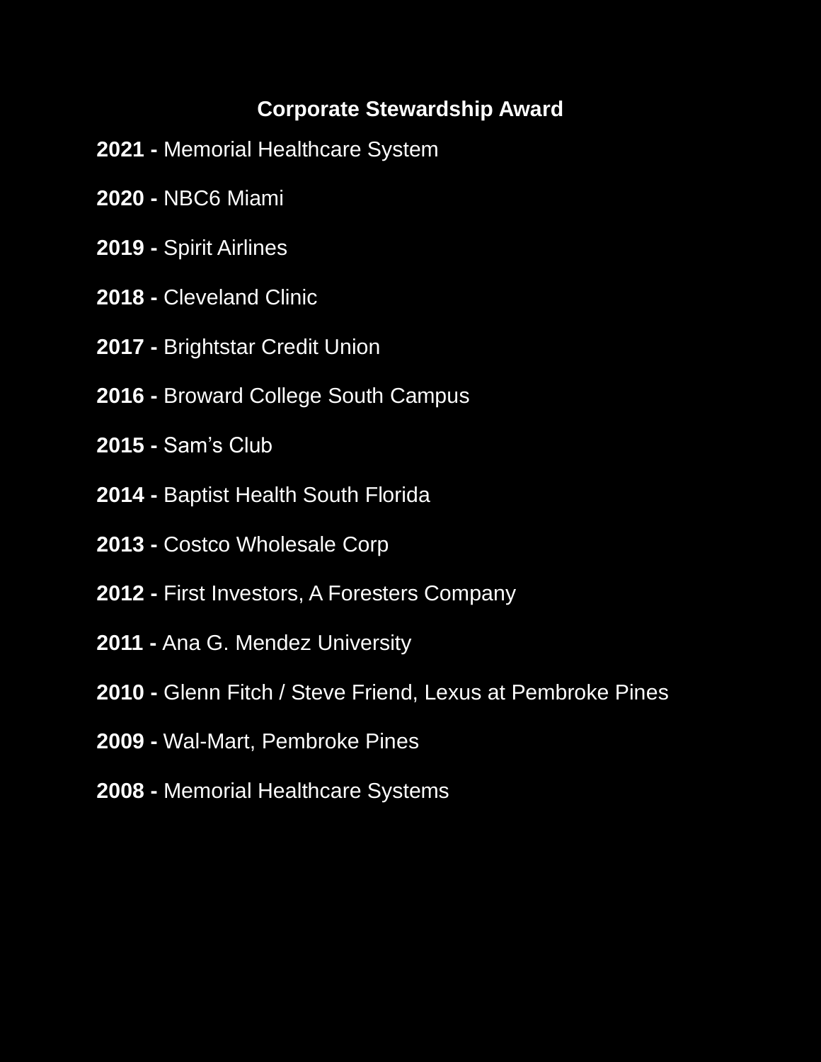## Corporate Stewardship Award

**2021 -** Memorial Healthcare System

**2020 -** NBC6 Miami

**2019 -** Spirit Airlines

**2018 -** Cleveland Clinic

**2017 -** Brightstar Credit Union

**2016 -** Broward College South Campus

**2015 -** Sam's Club

**2014 -** Baptist Health South Florida

**2013 -** Costco Wholesale Corp

**2012 -** First Investors, A Foresters Company

**2011 -** Ana G. Mendez University

**2010 -** Glenn Fitch / Steve Friend, Lexus at Pembroke Pines

**2009 -** Wal-Mart, Pembroke Pines

**2008 -** Memorial Healthcare Systems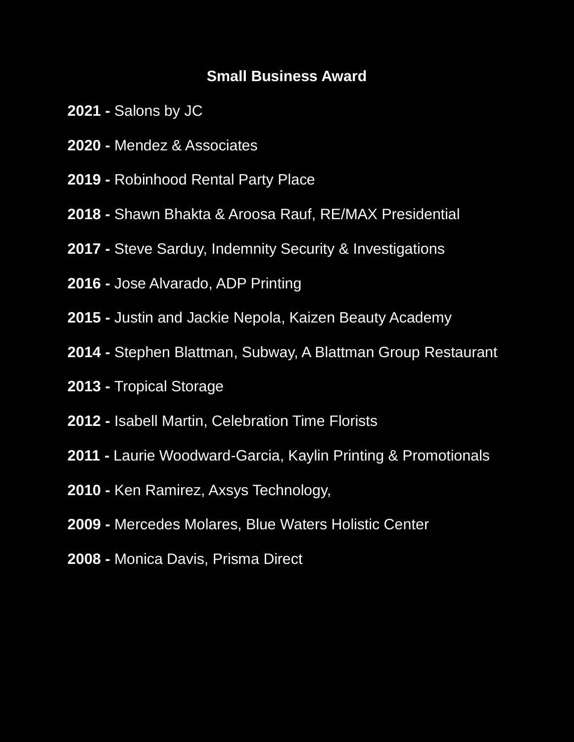## Small Business Award

**2021 -** Salons by JC

**2020 -** Mendez & Associates

**2019 -** Robinhood Rental Party Place

**2018 -** Shawn Bhakta & Aroosa Rauf, RE/MAX Presidential

**2017 -** Steve Sarduy, Indemnity Security & Investigations

**2016 -** Jose Alvarado, ADP Printing

**2015 -** Justin and Jackie Nepola, Kaizen Beauty Academy

**2014 -** Stephen Blattman, Subway, A Blattman Group Restaurant

**2013 -** Tropical Storage

**2012 -** Isabell Martin, Celebration Time Florists

**2011 -** Laurie Woodward-Garcia, Kaylin Printing & Promotionals

**2010 -** Ken Ramirez, Axsys Technology,

**2009 -** Mercedes Molares, Blue Waters Holistic Center

**2008 -** Monica Davis, Prisma Direct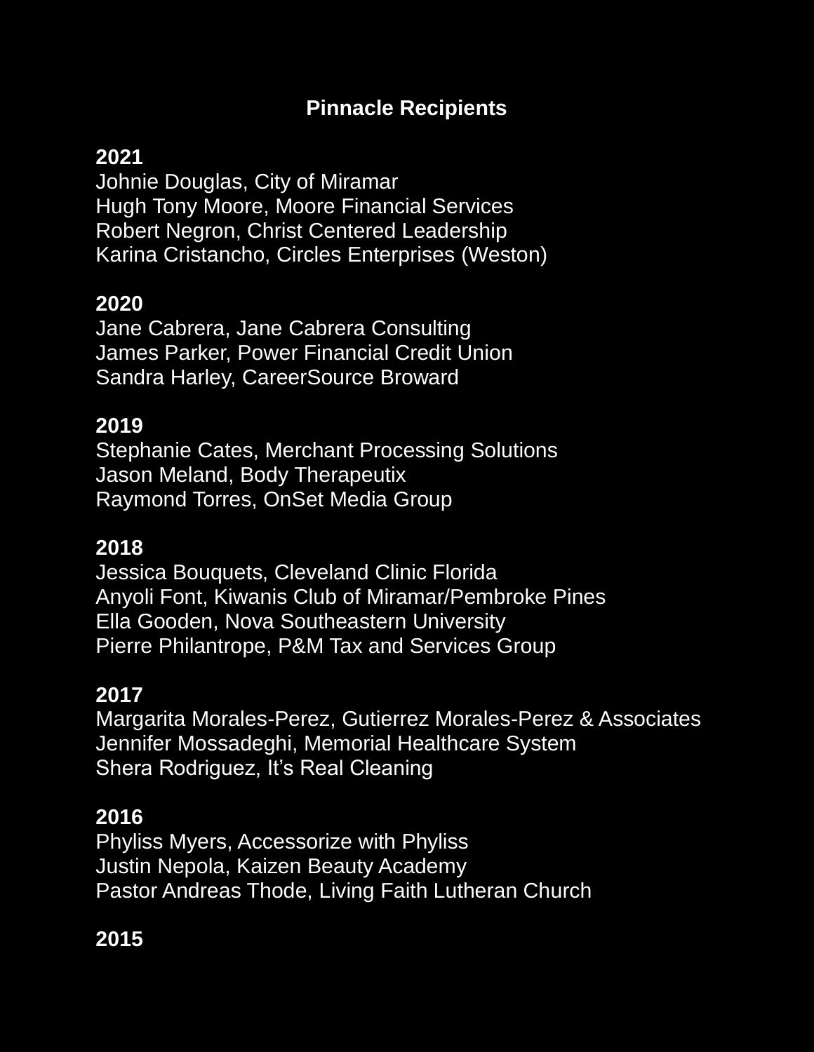## Pinnacle Recipients

**2021**

Johnie Douglas, City of Miramar
Hugh Tony Moore, Moore Financial Services
Robert Negron, Christ Centered Leadership
Karina Cristancho, Circles Enterprises (Weston)

**2020**

Jane Cabrera, Jane Cabrera Consulting
James Parker, Power Financial Credit Union
Sandra Harley, CareerSource Broward

**2019**

Stephanie Cates, Merchant Processing Solutions
Jason Meland, Body Therapeutix
Raymond Torres, OnSet Media Group

**2018**

Jessica Bouquets, Cleveland Clinic Florida
Anyoli Font, Kiwanis Club of Miramar/Pembroke Pines
Ella Gooden, Nova Southeastern University
Pierre Philantrope, P&M Tax and Services Group

**2017**

Margarita Morales-Perez, Gutierrez Morales-Perez & Associates
Jennifer Mossadeghi, Memorial Healthcare System
Shera Rodriguez, It's Real Cleaning

**2016**

Phyliss Myers, Accessorize with Phyliss
Justin Nepola, Kaizen Beauty Academy
Pastor Andreas Thode, Living Faith Lutheran Church

**2015**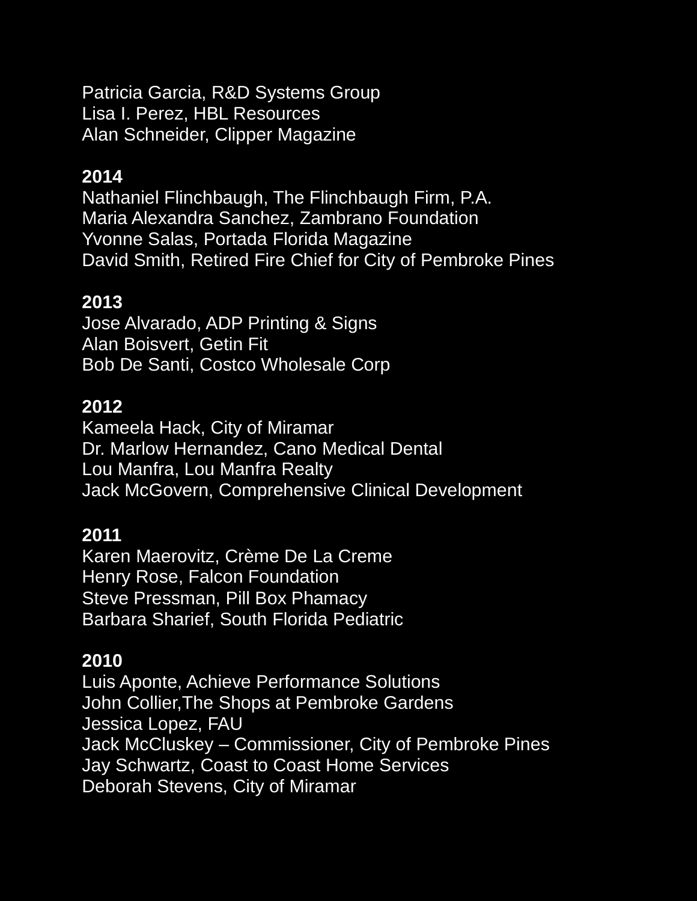Patricia Garcia, R&D Systems Group
Lisa I. Perez, HBL Resources
Alan Schneider, Clipper Magazine

**2014**
Nathaniel Flinchbaugh, The Flinchbaugh Firm, P.A.
Maria Alexandra Sanchez, Zambrano Foundation
Yvonne Salas, Portada Florida Magazine
David Smith, Retired Fire Chief for City of Pembroke Pines

**2013**
Jose Alvarado, ADP Printing & Signs
Alan Boisvert, Getin Fit
Bob De Santi, Costco Wholesale Corp

**2012**
Kameela Hack, City of Miramar
Dr. Marlow Hernandez, Cano Medical Dental
Lou Manfra, Lou Manfra Realty
Jack McGovern, Comprehensive Clinical Development

**2011**
Karen Maerovitz, Crème De La Creme
Henry Rose, Falcon Foundation
Steve Pressman, Pill Box Phamacy
Barbara Sharief, South Florida Pediatric

**2010**
Luis Aponte, Achieve Performance Solutions
John Collier,The Shops at Pembroke Gardens
Jessica Lopez, FAU
Jack McCluskey – Commissioner, City of Pembroke Pines
Jay Schwartz, Coast to Coast Home Services
Deborah Stevens, City of Miramar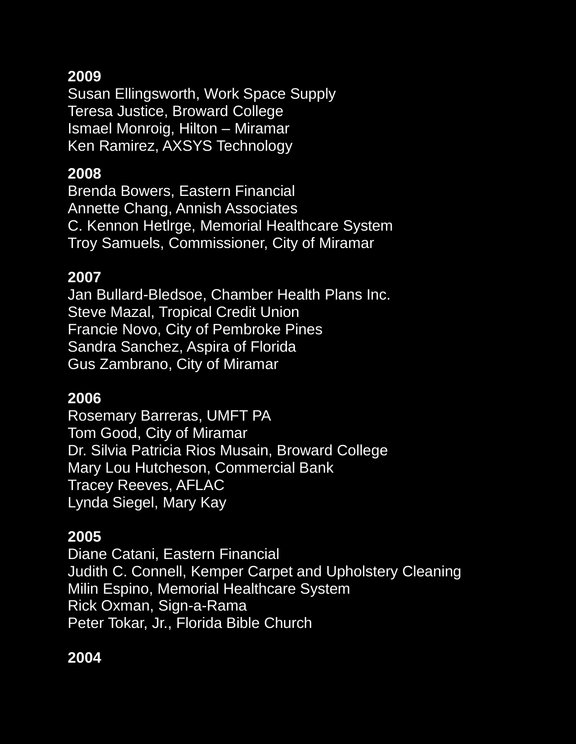**2009**
Susan Ellingsworth, Work Space Supply
Teresa Justice, Broward College
Ismael Monroig, Hilton – Miramar
Ken Ramirez, AXSYS Technology

**2008**
Brenda Bowers, Eastern Financial
Annette Chang, Annish Associates
C. Kennon Hetlrge, Memorial Healthcare System
Troy Samuels, Commissioner, City of Miramar

**2007**
Jan Bullard-Bledsoe, Chamber Health Plans Inc.
Steve Mazal, Tropical Credit Union
Francie Novo, City of Pembroke Pines
Sandra Sanchez, Aspira of Florida
Gus Zambrano, City of Miramar

**2006**
Rosemary Barreras, UMFT PA
Tom Good, City of Miramar
Dr. Silvia Patricia Rios Musain, Broward College
Mary Lou Hutcheson, Commercial Bank
Tracey Reeves, AFLAC
Lynda Siegel, Mary Kay

**2005**
Diane Catani, Eastern Financial
Judith C. Connell, Kemper Carpet and Upholstery Cleaning
Milin Espino, Memorial Healthcare System
Rick Oxman, Sign-a-Rama
Peter Tokar, Jr., Florida Bible Church

**2004**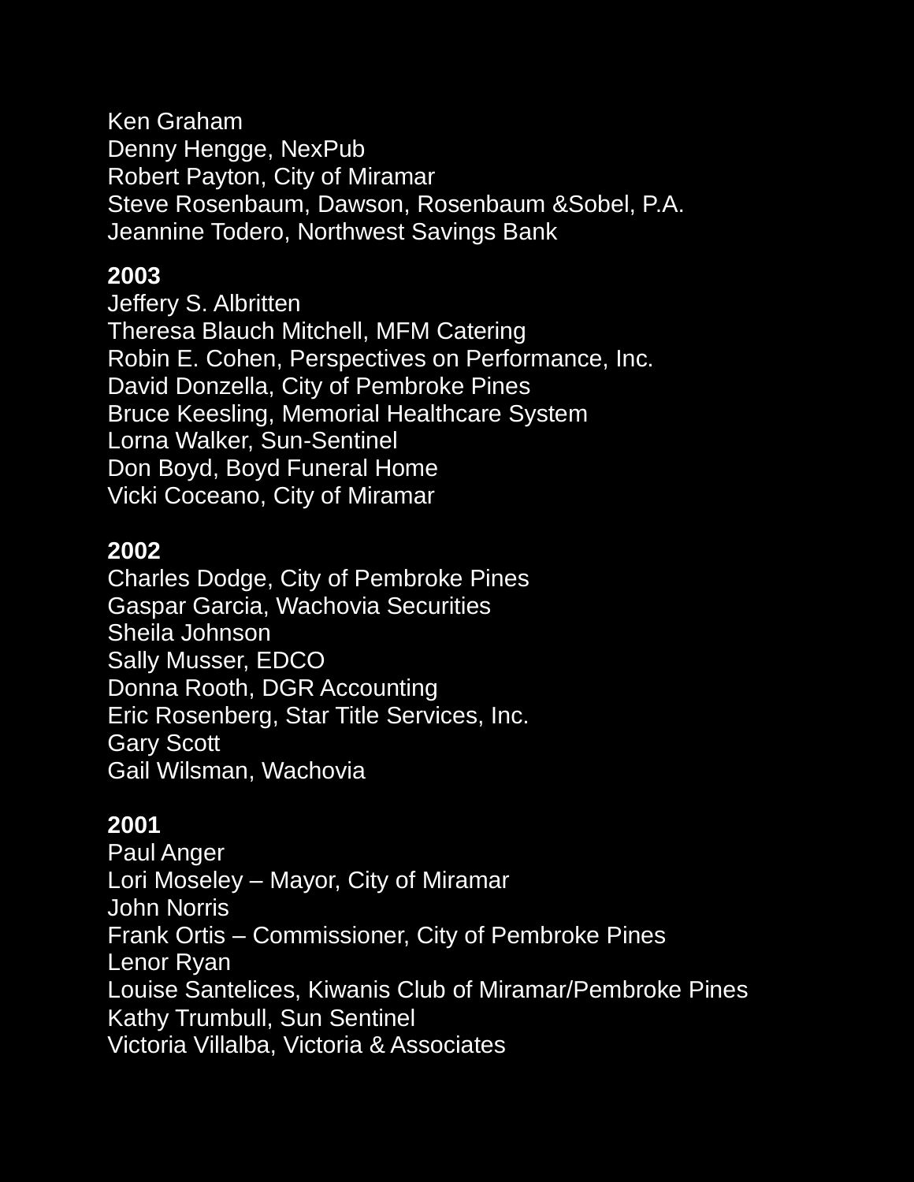Ken Graham
Denny Hengge, NexPub
Robert Payton, City of Miramar
Steve Rosenbaum, Dawson, Rosenbaum &Sobel, P.A.
Jeannine Todero, Northwest Savings Bank

**2003**
Jeffery S. Albritten
Theresa Blauch Mitchell, MFM Catering
Robin E. Cohen, Perspectives on Performance, Inc.
David Donzella, City of Pembroke Pines
Bruce Keesling, Memorial Healthcare System
Lorna Walker, Sun-Sentinel
Don Boyd, Boyd Funeral Home
Vicki Coceano, City of Miramar

**2002**
Charles Dodge, City of Pembroke Pines
Gaspar Garcia, Wachovia Securities
Sheila Johnson
Sally Musser, EDCO
Donna Rooth, DGR Accounting
Eric Rosenberg, Star Title Services, Inc.
Gary Scott
Gail Wilsman, Wachovia

**2001**
Paul Anger
Lori Moseley – Mayor, City of Miramar
John Norris
Frank Ortis – Commissioner, City of Pembroke Pines
Lenor Ryan
Louise Santelices, Kiwanis Club of Miramar/Pembroke Pines
Kathy Trumbull, Sun Sentinel
Victoria Villalba, Victoria & Associates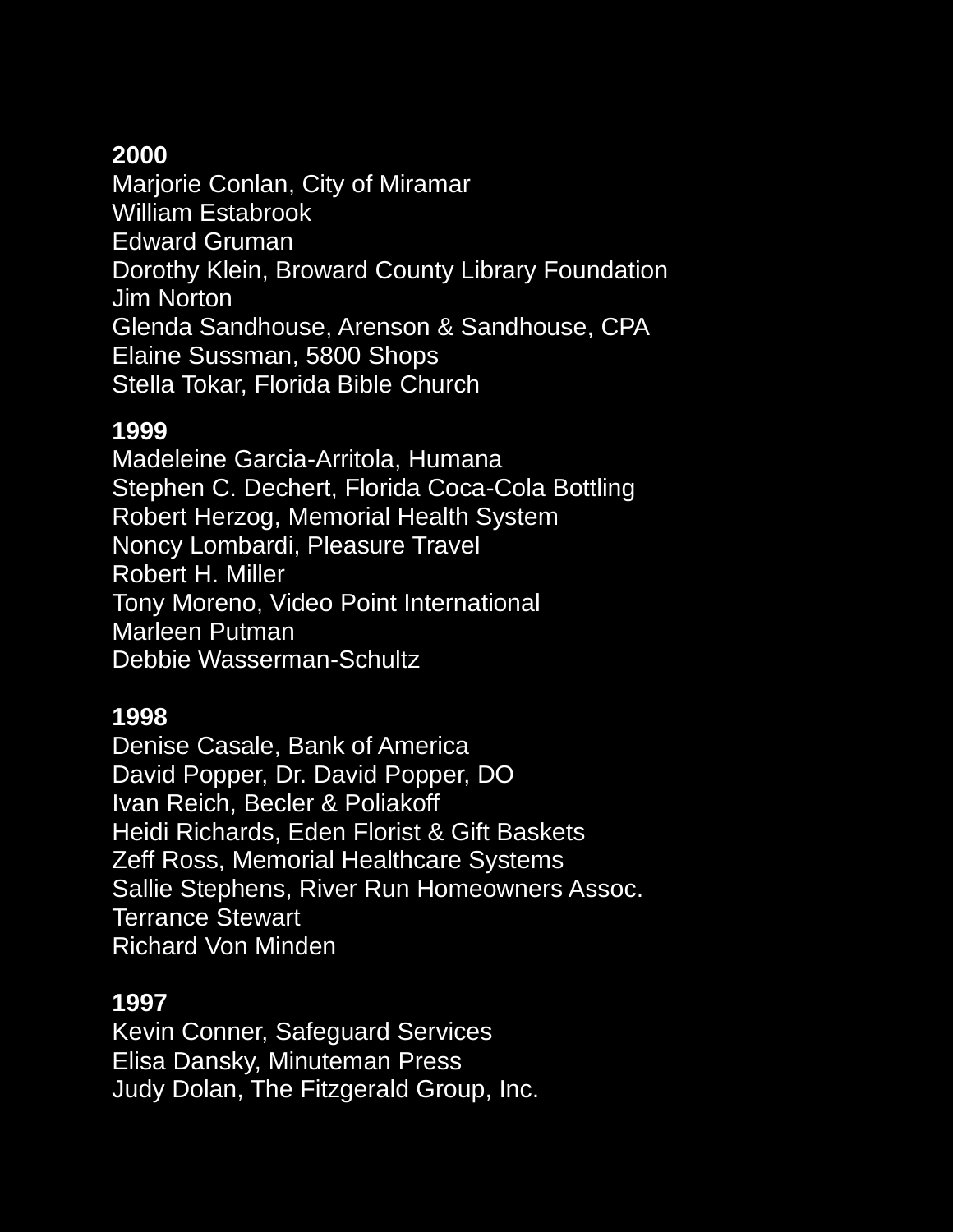**2000**
Marjorie Conlan, City of Miramar
William Estabrook
Edward Gruman
Dorothy Klein, Broward County Library Foundation
Jim Norton
Glenda Sandhouse, Arenson & Sandhouse, CPA
Elaine Sussman, 5800 Shops
Stella Tokar, Florida Bible Church

**1999**
Madeleine Garcia-Arritola, Humana
Stephen C. Dechert, Florida Coca-Cola Bottling
Robert Herzog, Memorial Health System
Noncy Lombardi, Pleasure Travel
Robert H. Miller
Tony Moreno, Video Point International
Marleen Putman
Debbie Wasserman-Schultz

**1998**
Denise Casale, Bank of America
David Popper, Dr. David Popper, DO
Ivan Reich, Becler & Poliakoff
Heidi Richards, Eden Florist & Gift Baskets
Zeff Ross, Memorial Healthcare Systems
Sallie Stephens, River Run Homeowners Assoc.
Terrance Stewart
Richard Von Minden

**1997**
Kevin Conner, Safeguard Services
Elisa Dansky, Minuteman Press
Judy Dolan, The Fitzgerald Group, Inc.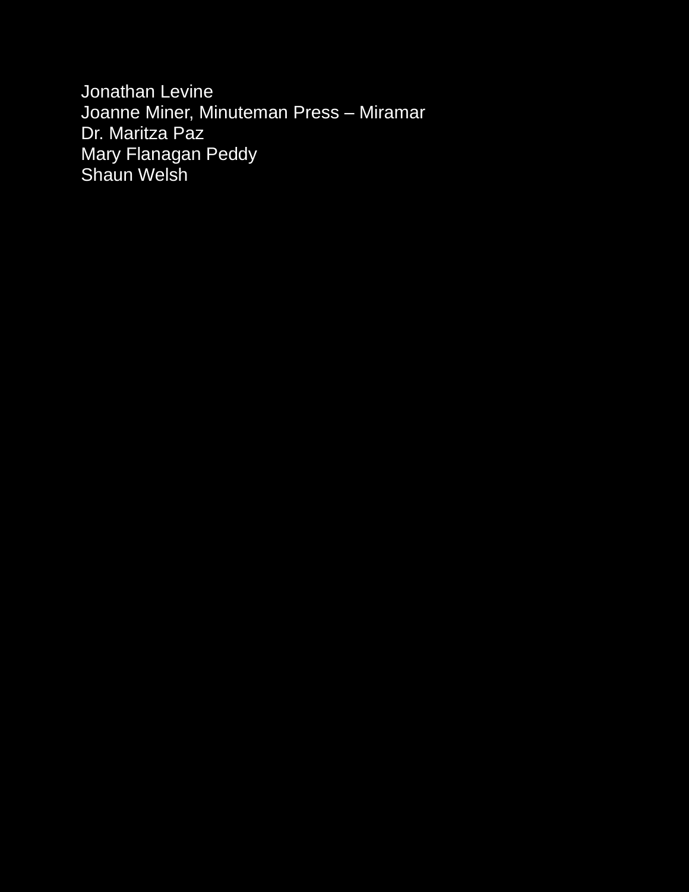Jonathan Levine
Joanne Miner, Minuteman Press – Miramar
Dr. Maritza Paz
Mary Flanagan Peddy
Shaun Welsh